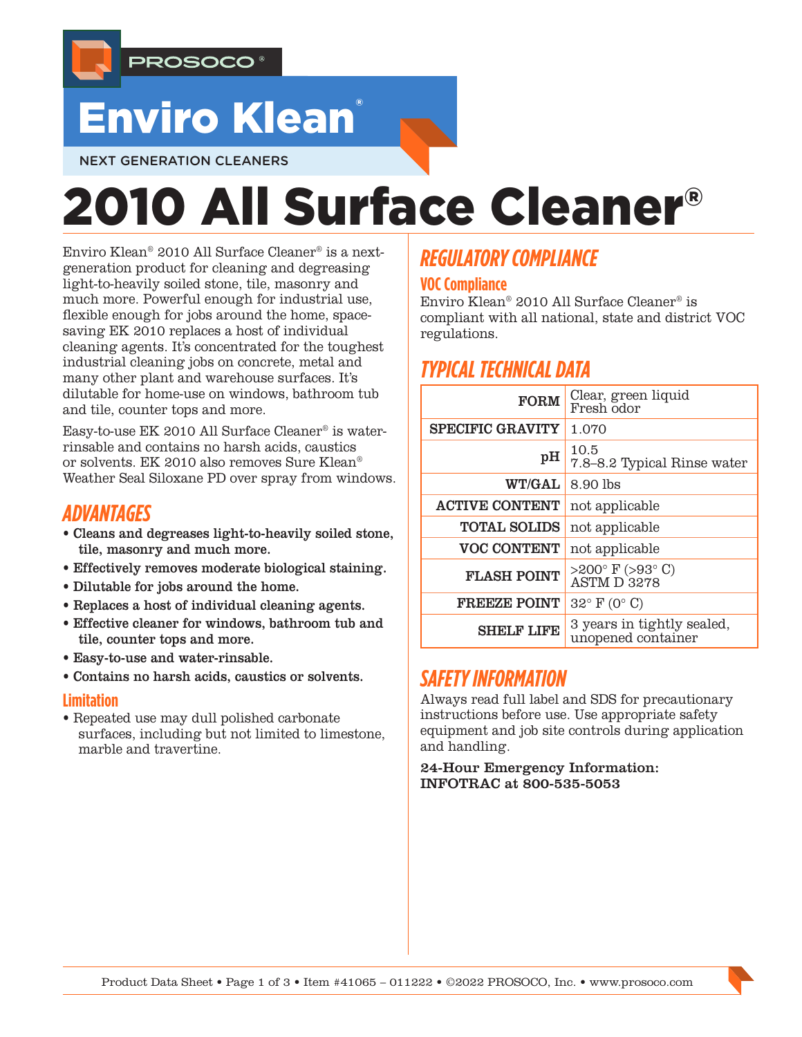PROSOCO®

# Enviro Klean®

NEXT GENERATION CLEANERS

# 2010 All Surface Cleaner®

Enviro Klean® 2010 All Surface Cleaner® is a next-generation product for cleaning and degreasing light-to-heavily soiled stone, tile, masonry and much more. Powerful enough for industrial use, flexible enough for jobs around the home, space-saving EK 2010 replaces a host of individual cleaning agents. It's concentrated for the toughest industrial cleaning jobs on concrete, metal and many other plant and warehouse surfaces. It's dilutable for home-use on windows, bathroom tub and tile, counter tops and more.

Easy-to-use EK 2010 All Surface Cleaner® is water-rinsable and contains no harsh acids, caustics or solvents. EK 2010 also removes Sure Klean® Weather Seal Siloxane PD over spray from windows.

## ADVANTAGES

- **Cleans and degreases light-to-heavily soiled stone, tile, masonry and much more.**
- **Effectively removes moderate biological staining.**
- **Dilutable for jobs around the home.**
- **Replaces a host of individual cleaning agents.**
- **Effective cleaner for windows, bathroom tub and tile, counter tops and more.**
- **Easy-to-use and water-rinsable.**
- **Contains no harsh acids, caustics or solvents.**

### Limitation

- Repeated use may dull polished carbonate surfaces, including but not limited to limestone, marble and travertine.

## REGULATORY COMPLIANCE

### VOC Compliance

Enviro Klean® 2010 All Surface Cleaner® is compliant with all national, state and district VOC regulations.

## TYPICAL TECHNICAL DATA

| | |
|---|---|
| **FORM** | Clear, green liquid<br>Fresh odor |
| **SPECIFIC GRAVITY** | 1.070 |
| **pH** | 10.5<br>7.8–8.2 Typical Rinse water |
| **WT/GAL** | 8.90 lbs |
| **ACTIVE CONTENT** | not applicable |
| **TOTAL SOLIDS** | not applicable |
| **VOC CONTENT** | not applicable |
| **FLASH POINT** | >200° F (>93° C)<br>ASTM D 3278 |
| **FREEZE POINT** | 32° F (0° C) |
| **SHELF LIFE** | 3 years in tightly sealed, unopened container |

## SAFETY INFORMATION

Always read full label and SDS for precautionary instructions before use. Use appropriate safety equipment and job site controls during application and handling.

**24-Hour Emergency Information:**
**INFOTRAC at 800-535-5053**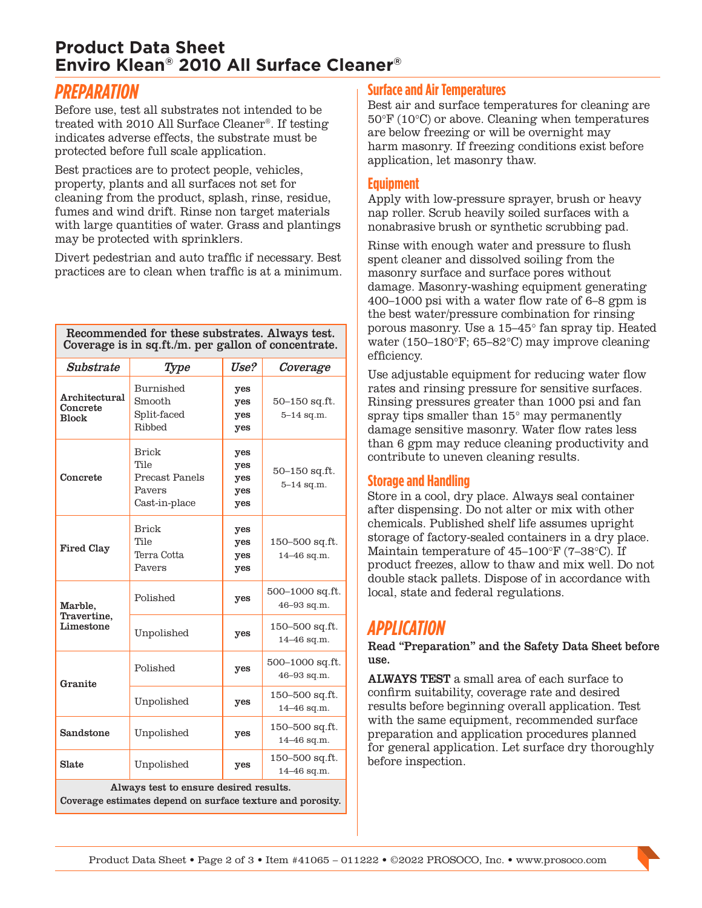# Product Data Sheet
# Enviro Klean® 2010 All Surface Cleaner®

## PREPARATION

Before use, test all substrates not intended to be treated with 2010 All Surface Cleaner®. If testing indicates adverse effects, the substrate must be protected before full scale application.

Best practices are to protect people, vehicles, property, plants and all surfaces not set for cleaning from the product, splash, rinse, residue, fumes and wind drift. Rinse non target materials with large quantities of water. Grass and plantings may be protected with sprinklers.

Divert pedestrian and auto traffic if necessary. Best practices are to clean when traffic is at a minimum.

**Recommended for these substrates. Always test. Coverage is in sq.ft./m. per gallon of concentrate.**

| *Substrate* | *Type* | *Use?* | *Coverage* |
|---|---|---|---|
| **Architectural Concrete Block** | Burnished<br>Smooth<br>Split-faced<br>Ribbed | **yes**<br>**yes**<br>**yes**<br>**yes** | 50–150 sq.ft.<br>5–14 sq.m. |
| **Concrete** | Brick<br>Tile<br>Precast Panels<br>Pavers<br>Cast-in-place | **yes**<br>**yes**<br>**yes**<br>**yes**<br>**yes** | 50–150 sq.ft.<br>5–14 sq.m. |
| **Fired Clay** | Brick<br>Tile<br>Terra Cotta<br>Pavers | **yes**<br>**yes**<br>**yes**<br>**yes** | 150–500 sq.ft.<br>14–46 sq.m. |
| **Marble, Travertine, Limestone** | Polished | **yes** | 500–1000 sq.ft.<br>46–93 sq.m. |
| | Unpolished | **yes** | 150–500 sq.ft.<br>14–46 sq.m. |
| **Granite** | Polished | **yes** | 500–1000 sq.ft.<br>46–93 sq.m. |
| | Unpolished | **yes** | 150–500 sq.ft.<br>14–46 sq.m. |
| **Sandstone** | Unpolished | **yes** | 150–500 sq.ft.<br>14–46 sq.m. |
| **Slate** | Unpolished | **yes** | 150–500 sq.ft.<br>14–46 sq.m. |

**Always test to ensure desired results.**
**Coverage estimates depend on surface texture and porosity.**

### Surface and Air Temperatures

Best air and surface temperatures for cleaning are 50°F (10°C) or above. Cleaning when temperatures are below freezing or will be overnight may harm masonry. If freezing conditions exist before application, let masonry thaw.

### Equipment

Apply with low-pressure sprayer, brush or heavy nap roller. Scrub heavily soiled surfaces with a nonabrasive brush or synthetic scrubbing pad.

Rinse with enough water and pressure to flush spent cleaner and dissolved soiling from the masonry surface and surface pores without damage. Masonry-washing equipment generating 400–1000 psi with a water flow rate of 6–8 gpm is the best water/pressure combination for rinsing porous masonry. Use a 15–45° fan spray tip. Heated water (150–180°F; 65–82°C) may improve cleaning efficiency.

Use adjustable equipment for reducing water flow rates and rinsing pressure for sensitive surfaces. Rinsing pressures greater than 1000 psi and fan spray tips smaller than 15° may permanently damage sensitive masonry. Water flow rates less than 6 gpm may reduce cleaning productivity and contribute to uneven cleaning results.

### Storage and Handling

Store in a cool, dry place. Always seal container after dispensing. Do not alter or mix with other chemicals. Published shelf life assumes upright storage of factory-sealed containers in a dry place. Maintain temperature of 45–100°F (7–38°C). If product freezes, allow to thaw and mix well. Do not double stack pallets. Dispose of in accordance with local, state and federal regulations.

## APPLICATION

**Read "Preparation" and the Safety Data Sheet before use.**

**ALWAYS TEST** a small area of each surface to confirm suitability, coverage rate and desired results before beginning overall application. Test with the same equipment, recommended surface preparation and application procedures planned for general application. Let surface dry thoroughly before inspection.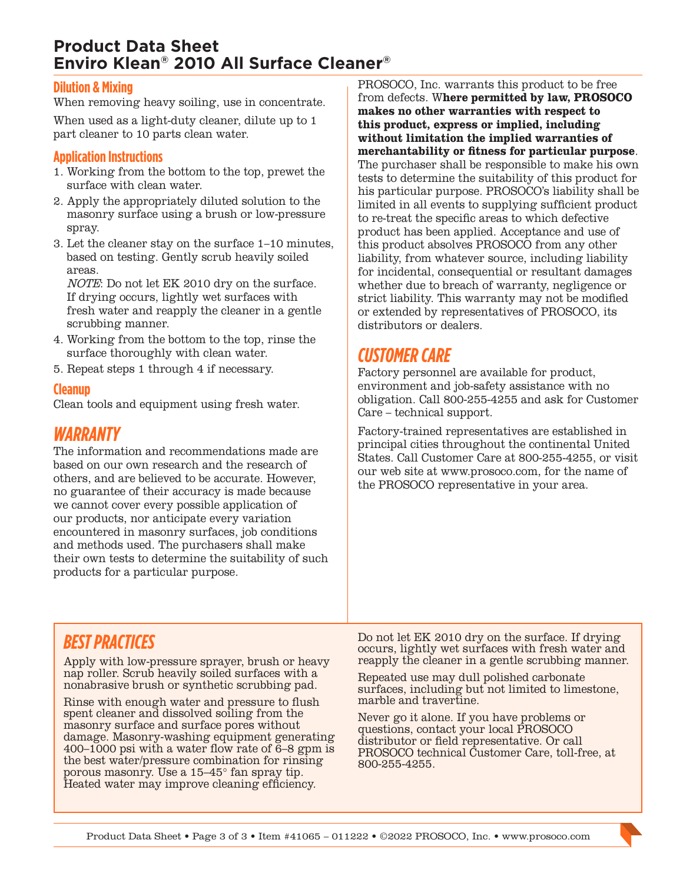# Product Data Sheet
# Enviro Klean® 2010 All Surface Cleaner®

### Dilution & Mixing

When removing heavy soiling, use in concentrate.

When used as a light-duty cleaner, dilute up to 1 part cleaner to 10 parts clean water.

### Application Instructions

1. Working from the bottom to the top, prewet the surface with clean water.
2. Apply the appropriately diluted solution to the masonry surface using a brush or low-pressure spray.
3. Let the cleaner stay on the surface 1–10 minutes, based on testing. Gently scrub heavily soiled areas.
   *NOTE*: Do not let EK 2010 dry on the surface. If drying occurs, lightly wet surfaces with fresh water and reapply the cleaner in a gentle scrubbing manner.
4. Working from the bottom to the top, rinse the surface thoroughly with clean water.
5. Repeat steps 1 through 4 if necessary.

### Cleanup

Clean tools and equipment using fresh water.

## WARRANTY

The information and recommendations made are based on our own research and the research of others, and are believed to be accurate. However, no guarantee of their accuracy is made because we cannot cover every possible application of our products, nor anticipate every variation encountered in masonry surfaces, job conditions and methods used. The purchasers shall make their own tests to determine the suitability of such products for a particular purpose.

PROSOCO, Inc. warrants this product to be free from defects. **Where permitted by law, PROSOCO makes no other warranties with respect to this product, express or implied, including without limitation the implied warranties of merchantability or fitness for particular purpose**. The purchaser shall be responsible to make his own tests to determine the suitability of this product for his particular purpose. PROSOCO's liability shall be limited in all events to supplying sufficient product to re-treat the specific areas to which defective product has been applied. Acceptance and use of this product absolves PROSOCO from any other liability, from whatever source, including liability for incidental, consequential or resultant damages whether due to breach of warranty, negligence or strict liability. This warranty may not be modified or extended by representatives of PROSOCO, its distributors or dealers.

## CUSTOMER CARE

Factory personnel are available for product, environment and job-safety assistance with no obligation. Call 800-255-4255 and ask for Customer Care – technical support.

Factory-trained representatives are established in principal cities throughout the continental United States. Call Customer Care at 800-255-4255, or visit our web site at www.prosoco.com, for the name of the PROSOCO representative in your area.

## BEST PRACTICES

Apply with low-pressure sprayer, brush or heavy nap roller. Scrub heavily soiled surfaces with a nonabrasive brush or synthetic scrubbing pad.

Rinse with enough water and pressure to flush spent cleaner and dissolved soiling from the masonry surface and surface pores without damage. Masonry-washing equipment generating 400–1000 psi with a water flow rate of 6–8 gpm is the best water/pressure combination for rinsing porous masonry. Use a 15–45° fan spray tip. Heated water may improve cleaning efficiency.

Do not let EK 2010 dry on the surface. If drying occurs, lightly wet surfaces with fresh water and reapply the cleaner in a gentle scrubbing manner.

Repeated use may dull polished carbonate surfaces, including but not limited to limestone, marble and travertine.

Never go it alone. If you have problems or questions, contact your local PROSOCO distributor or field representative. Or call PROSOCO technical Customer Care, toll-free, at 800-255-4255.